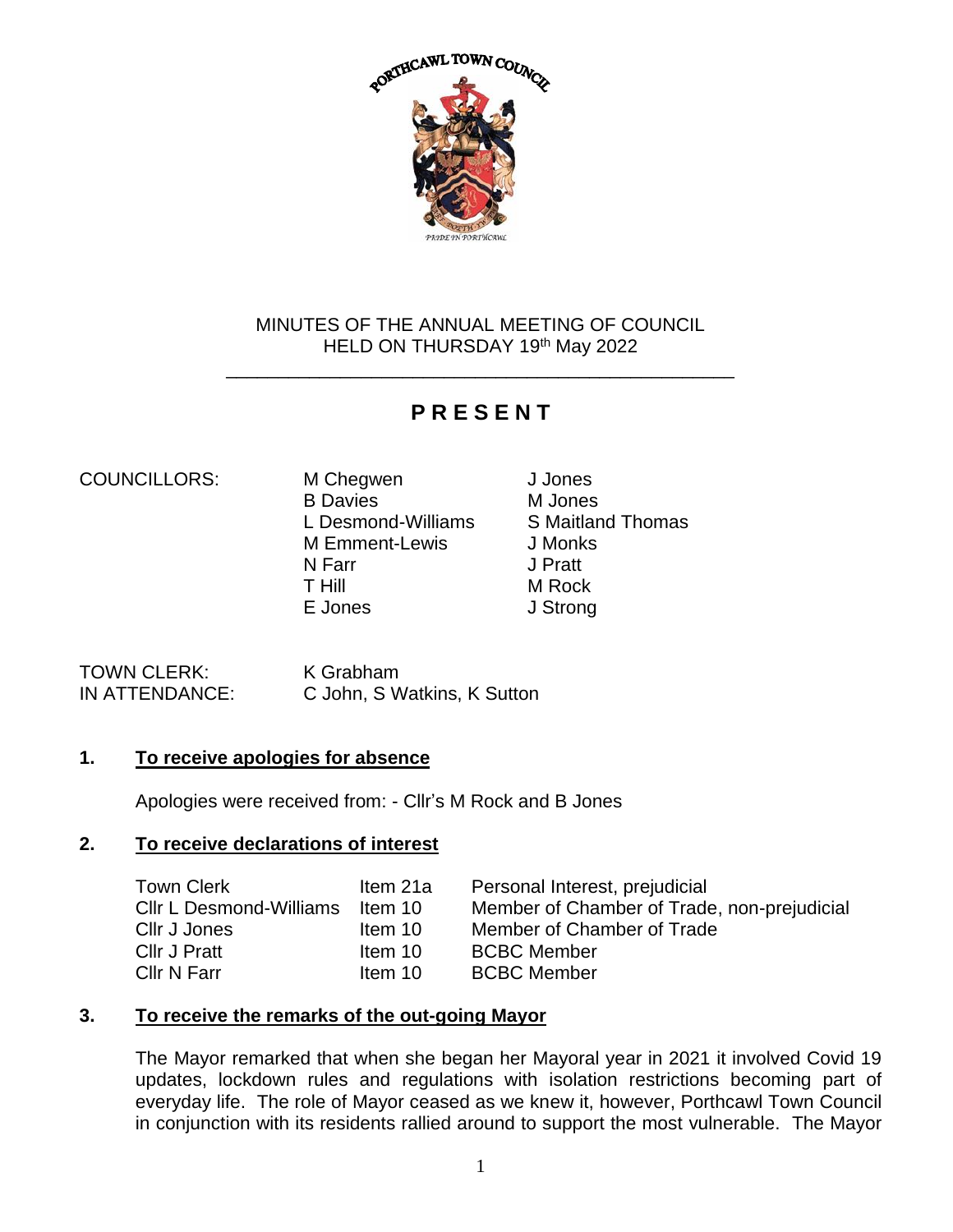MINUTES OF THE ANNUAL MEETING OF COUNCIL
HELD ON THURSDAY 19th May 2022

---

# P R E S E N T

| COUNCILLORS: | | |
|---|---|---|
| | M Chegwen | J Jones |
| | B Davies | M Jones |
| | L Desmond-Williams | S Maitland Thomas |
| | M Emment-Lewis | J Monks |
| | N Farr | J Pratt |
| | T Hill | M Rock |
| | E Jones | J Strong |

TOWN CLERK: K Grabham
IN ATTENDANCE: C John, S Watkins, K Sutton

## 1. To receive apologies for absence

Apologies were received from: - Cllr's M Rock and B Jones

## 2. To receive declarations of interest

| | | |
|---|---|---|
| Town Clerk | Item 21a | Personal Interest, prejudicial |
| Cllr L Desmond-Williams | Item 10 | Member of Chamber of Trade, non-prejudicial |
| Cllr J Jones | Item 10 | Member of Chamber of Trade |
| Cllr J Pratt | Item 10 | BCBC Member |
| Cllr N Farr | Item 10 | BCBC Member |

## 3. To receive the remarks of the out-going Mayor

The Mayor remarked that when she began her Mayoral year in 2021 it involved Covid 19 updates, lockdown rules and regulations with isolation restrictions becoming part of everyday life. The role of Mayor ceased as we knew it, however, Porthcawl Town Council in conjunction with its residents rallied around to support the most vulnerable. The Mayor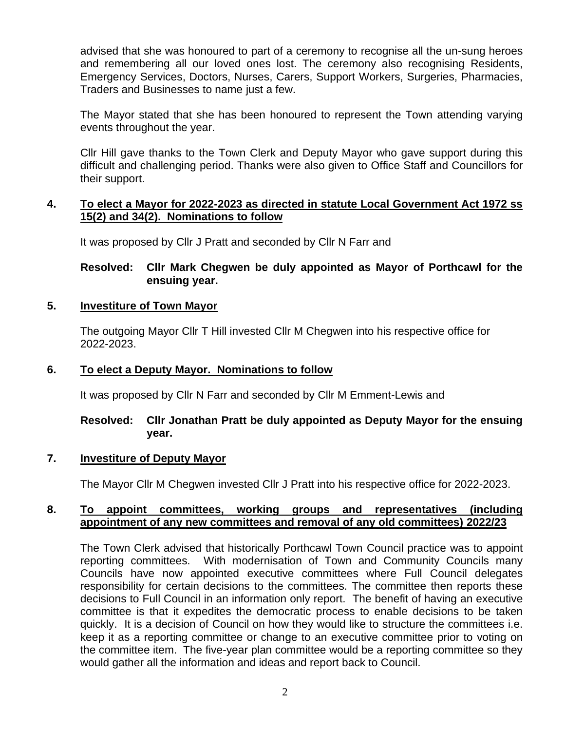advised that she was honoured to part of a ceremony to recognise all the un-sung heroes and remembering all our loved ones lost. The ceremony also recognising Residents, Emergency Services, Doctors, Nurses, Carers, Support Workers, Surgeries, Pharmacies, Traders and Businesses to name just a few.

The Mayor stated that she has been honoured to represent the Town attending varying events throughout the year.

Cllr Hill gave thanks to the Town Clerk and Deputy Mayor who gave support during this difficult and challenging period. Thanks were also given to Office Staff and Councillors for their support.

**4. To elect a Mayor for 2022-2023 as directed in statute Local Government Act 1972 ss 15(2) and 34(2). Nominations to follow**

It was proposed by Cllr J Pratt and seconded by Cllr N Farr and

**Resolved: Cllr Mark Chegwen be duly appointed as Mayor of Porthcawl for the ensuing year.**

**5. Investiture of Town Mayor**

The outgoing Mayor Cllr T Hill invested Cllr M Chegwen into his respective office for 2022-2023.

**6. To elect a Deputy Mayor. Nominations to follow**

It was proposed by Cllr N Farr and seconded by Cllr M Emment-Lewis and

**Resolved: Cllr Jonathan Pratt be duly appointed as Deputy Mayor for the ensuing year.**

**7. Investiture of Deputy Mayor**

The Mayor Cllr M Chegwen invested Cllr J Pratt into his respective office for 2022-2023.

**8. To appoint committees, working groups and representatives (including appointment of any new committees and removal of any old committees) 2022/23**

The Town Clerk advised that historically Porthcawl Town Council practice was to appoint reporting committees. With modernisation of Town and Community Councils many Councils have now appointed executive committees where Full Council delegates responsibility for certain decisions to the committees. The committee then reports these decisions to Full Council in an information only report. The benefit of having an executive committee is that it expedites the democratic process to enable decisions to be taken quickly. It is a decision of Council on how they would like to structure the committees i.e. keep it as a reporting committee or change to an executive committee prior to voting on the committee item. The five-year plan committee would be a reporting committee so they would gather all the information and ideas and report back to Council.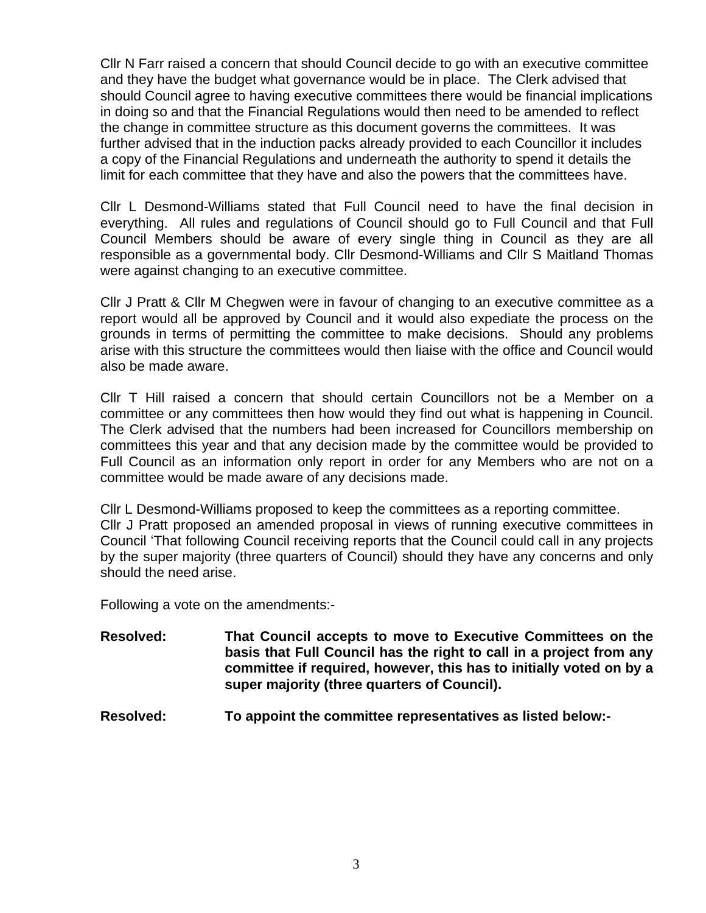Cllr N Farr raised a concern that should Council decide to go with an executive committee and they have the budget what governance would be in place. The Clerk advised that should Council agree to having executive committees there would be financial implications in doing so and that the Financial Regulations would then need to be amended to reflect the change in committee structure as this document governs the committees. It was further advised that in the induction packs already provided to each Councillor it includes a copy of the Financial Regulations and underneath the authority to spend it details the limit for each committee that they have and also the powers that the committees have.

Cllr L Desmond-Williams stated that Full Council need to have the final decision in everything. All rules and regulations of Council should go to Full Council and that Full Council Members should be aware of every single thing in Council as they are all responsible as a governmental body. Cllr Desmond-Williams and Cllr S Maitland Thomas were against changing to an executive committee.

Cllr J Pratt & Cllr M Chegwen were in favour of changing to an executive committee as a report would all be approved by Council and it would also expediate the process on the grounds in terms of permitting the committee to make decisions. Should any problems arise with this structure the committees would then liaise with the office and Council would also be made aware.

Cllr T Hill raised a concern that should certain Councillors not be a Member on a committee or any committees then how would they find out what is happening in Council. The Clerk advised that the numbers had been increased for Councillors membership on committees this year and that any decision made by the committee would be provided to Full Council as an information only report in order for any Members who are not on a committee would be made aware of any decisions made.

Cllr L Desmond-Williams proposed to keep the committees as a reporting committee.
Cllr J Pratt proposed an amended proposal in views of running executive committees in Council 'That following Council receiving reports that the Council could call in any projects by the super majority (three quarters of Council) should they have any concerns and only should the need arise.

Following a vote on the amendments:-

**Resolved:** **That Council accepts to move to Executive Committees on the basis that Full Council has the right to call in a project from any committee if required, however, this has to initially voted on by a super majority (three quarters of Council).**

**Resolved:** **To appoint the committee representatives as listed below:-**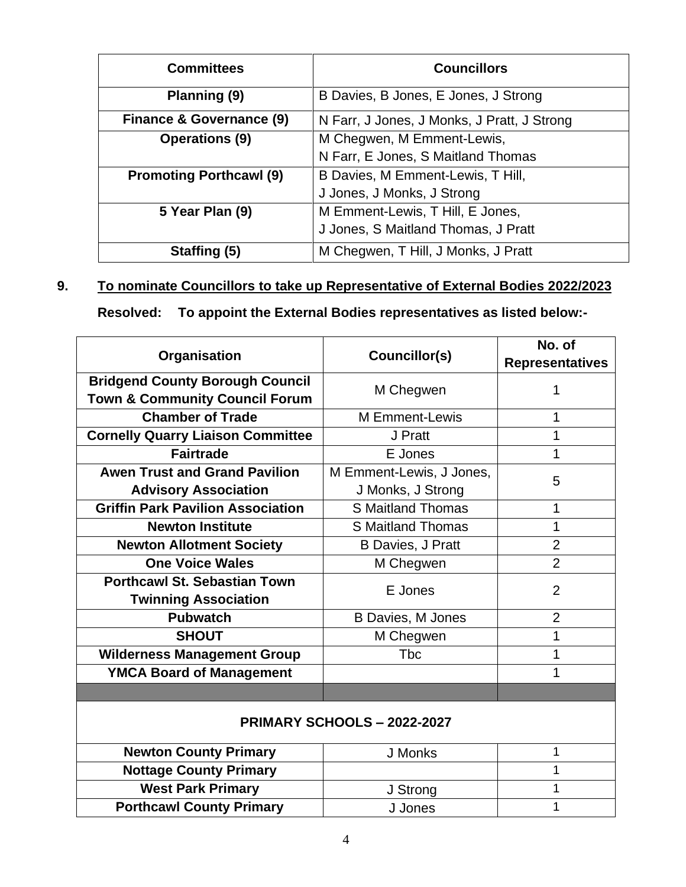| Committees | Councillors |
|---|---|
| **Planning (9)** | B Davies, B Jones, E Jones, J Strong |
| **Finance & Governance (9)** | N Farr, J Jones, J Monks, J Pratt, J Strong |
| **Operations (9)** | M Chegwen, M Emment-Lewis, N Farr, E Jones, S Maitland Thomas |
| **Promoting Porthcawl (9)** | B Davies, M Emment-Lewis, T Hill, J Jones, J Monks, J Strong |
| **5 Year Plan (9)** | M Emment-Lewis, T Hill, E Jones, J Jones, S Maitland Thomas, J Pratt |
| **Staffing (5)** | M Chegwen, T Hill, J Monks, J Pratt |

**9. To nominate Councillors to take up Representative of External Bodies 2022/2023**

**Resolved: To appoint the External Bodies representatives as listed below:-**

| Organisation | Councillor(s) | No. of Representatives |
|---|---|---|
| **Bridgend County Borough Council Town & Community Council Forum** | M Chegwen | 1 |
| **Chamber of Trade** | M Emment-Lewis | 1 |
| **Cornelly Quarry Liaison Committee** | J Pratt | 1 |
| **Fairtrade** | E Jones | 1 |
| **Awen Trust and Grand Pavilion Advisory Association** | M Emment-Lewis, J Jones, J Monks, J Strong | 5 |
| **Griffin Park Pavilion Association** | S Maitland Thomas | 1 |
| **Newton Institute** | S Maitland Thomas | 1 |
| **Newton Allotment Society** | B Davies, J Pratt | 2 |
| **One Voice Wales** | M Chegwen | 2 |
| **Porthcawl St. Sebastian Town Twinning Association** | E Jones | 2 |
| **Pubwatch** | B Davies, M Jones | 2 |
| **SHOUT** | M Chegwen | 1 |
| **Wilderness Management Group** | Tbc | 1 |
| **YMCA Board of Management** | | 1 |
| | | |
| **PRIMARY SCHOOLS – 2022-2027** | | |
| **Newton County Primary** | J Monks | 1 |
| **Nottage County Primary** | | 1 |
| **West Park Primary** | J Strong | 1 |
| **Porthcawl County Primary** | J Jones | 1 |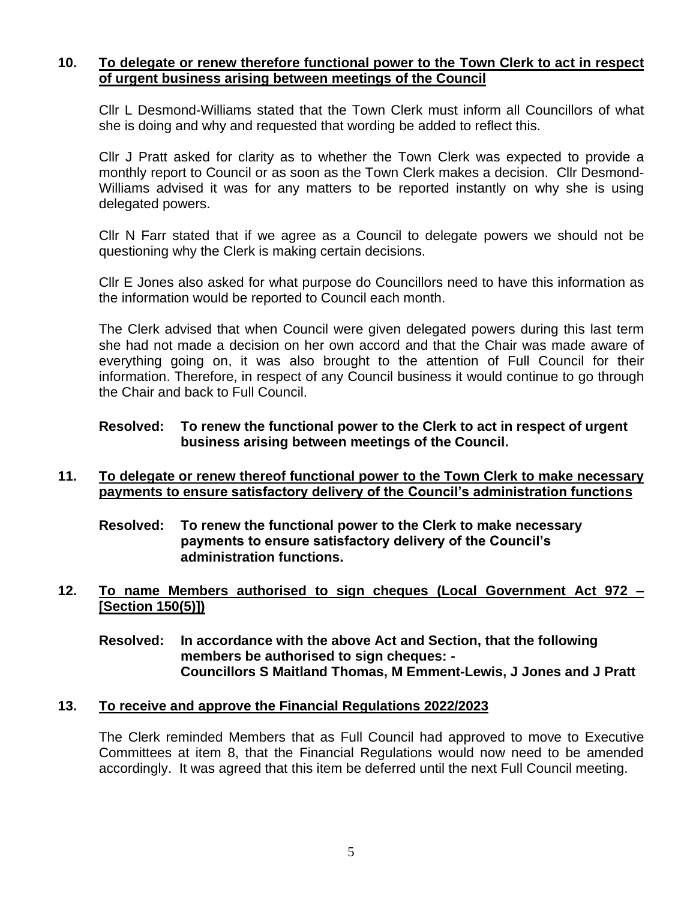**10. To delegate or renew therefore functional power to the Town Clerk to act in respect of urgent business arising between meetings of the Council**

Cllr L Desmond-Williams stated that the Town Clerk must inform all Councillors of what she is doing and why and requested that wording be added to reflect this.

Cllr J Pratt asked for clarity as to whether the Town Clerk was expected to provide a monthly report to Council or as soon as the Town Clerk makes a decision. Cllr Desmond-Williams advised it was for any matters to be reported instantly on why she is using delegated powers.

Cllr N Farr stated that if we agree as a Council to delegate powers we should not be questioning why the Clerk is making certain decisions.

Cllr E Jones also asked for what purpose do Councillors need to have this information as the information would be reported to Council each month.

The Clerk advised that when Council were given delegated powers during this last term she had not made a decision on her own accord and that the Chair was made aware of everything going on, it was also brought to the attention of Full Council for their information. Therefore, in respect of any Council business it would continue to go through the Chair and back to Full Council.

**Resolved: To renew the functional power to the Clerk to act in respect of urgent business arising between meetings of the Council.**

**11. To delegate or renew thereof functional power to the Town Clerk to make necessary payments to ensure satisfactory delivery of the Council's administration functions**

**Resolved: To renew the functional power to the Clerk to make necessary payments to ensure satisfactory delivery of the Council's administration functions.**

**12. To name Members authorised to sign cheques (Local Government Act 972 – [Section 150(5)])**

**Resolved: In accordance with the above Act and Section, that the following members be authorised to sign cheques: -
Councillors S Maitland Thomas, M Emment-Lewis, J Jones and J Pratt**

**13. To receive and approve the Financial Regulations 2022/2023**

The Clerk reminded Members that as Full Council had approved to move to Executive Committees at item 8, that the Financial Regulations would now need to be amended accordingly. It was agreed that this item be deferred until the next Full Council meeting.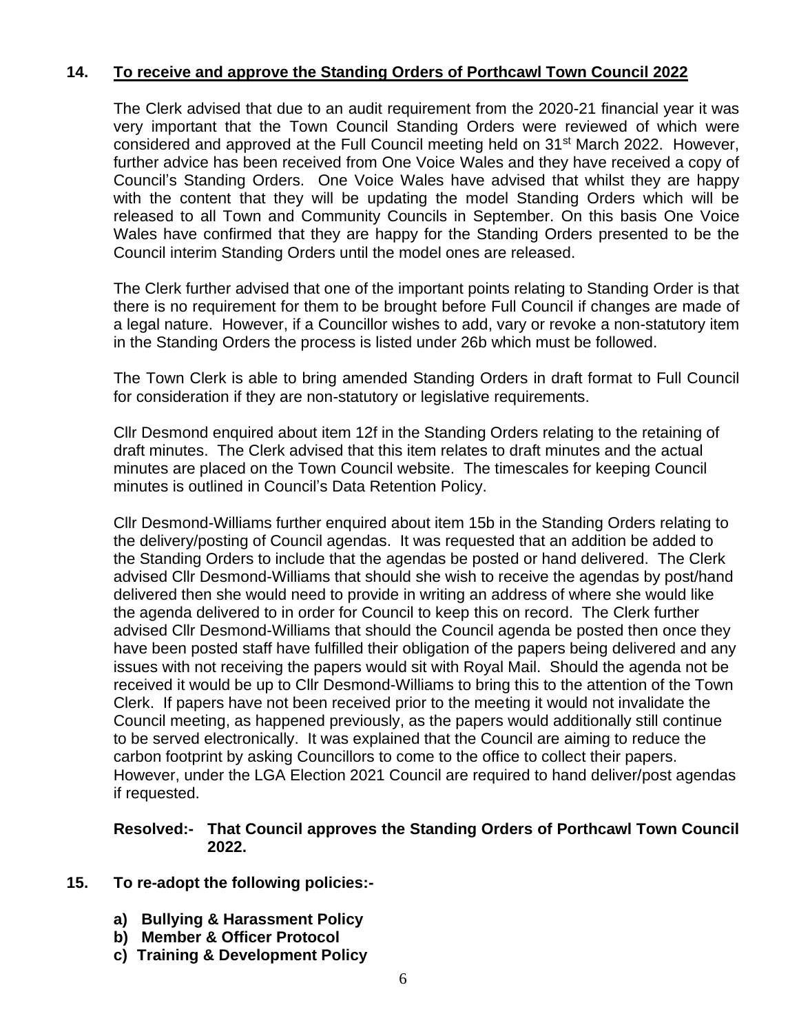## 14. To receive and approve the Standing Orders of Porthcawl Town Council 2022

The Clerk advised that due to an audit requirement from the 2020-21 financial year it was very important that the Town Council Standing Orders were reviewed of which were considered and approved at the Full Council meeting held on 31st March 2022. However, further advice has been received from One Voice Wales and they have received a copy of Council's Standing Orders. One Voice Wales have advised that whilst they are happy with the content that they will be updating the model Standing Orders which will be released to all Town and Community Councils in September. On this basis One Voice Wales have confirmed that they are happy for the Standing Orders presented to be the Council interim Standing Orders until the model ones are released.

The Clerk further advised that one of the important points relating to Standing Order is that there is no requirement for them to be brought before Full Council if changes are made of a legal nature. However, if a Councillor wishes to add, vary or revoke a non-statutory item in the Standing Orders the process is listed under 26b which must be followed.

The Town Clerk is able to bring amended Standing Orders in draft format to Full Council for consideration if they are non-statutory or legislative requirements.

Cllr Desmond enquired about item 12f in the Standing Orders relating to the retaining of draft minutes. The Clerk advised that this item relates to draft minutes and the actual minutes are placed on the Town Council website. The timescales for keeping Council minutes is outlined in Council's Data Retention Policy.

Cllr Desmond-Williams further enquired about item 15b in the Standing Orders relating to the delivery/posting of Council agendas. It was requested that an addition be added to the Standing Orders to include that the agendas be posted or hand delivered. The Clerk advised Cllr Desmond-Williams that should she wish to receive the agendas by post/hand delivered then she would need to provide in writing an address of where she would like the agenda delivered to in order for Council to keep this on record. The Clerk further advised Cllr Desmond-Williams that should the Council agenda be posted then once they have been posted staff have fulfilled their obligation of the papers being delivered and any issues with not receiving the papers would sit with Royal Mail. Should the agenda not be received it would be up to Cllr Desmond-Williams to bring this to the attention of the Town Clerk. If papers have not been received prior to the meeting it would not invalidate the Council meeting, as happened previously, as the papers would additionally still continue to be served electronically. It was explained that the Council are aiming to reduce the carbon footprint by asking Councillors to come to the office to collect their papers. However, under the LGA Election 2021 Council are required to hand deliver/post agendas if requested.

**Resolved:- That Council approves the Standing Orders of Porthcawl Town Council 2022.**

## 15. To re-adopt the following policies:-

**a) Bullying & Harassment Policy**
**b) Member & Officer Protocol**
**c) Training & Development Policy**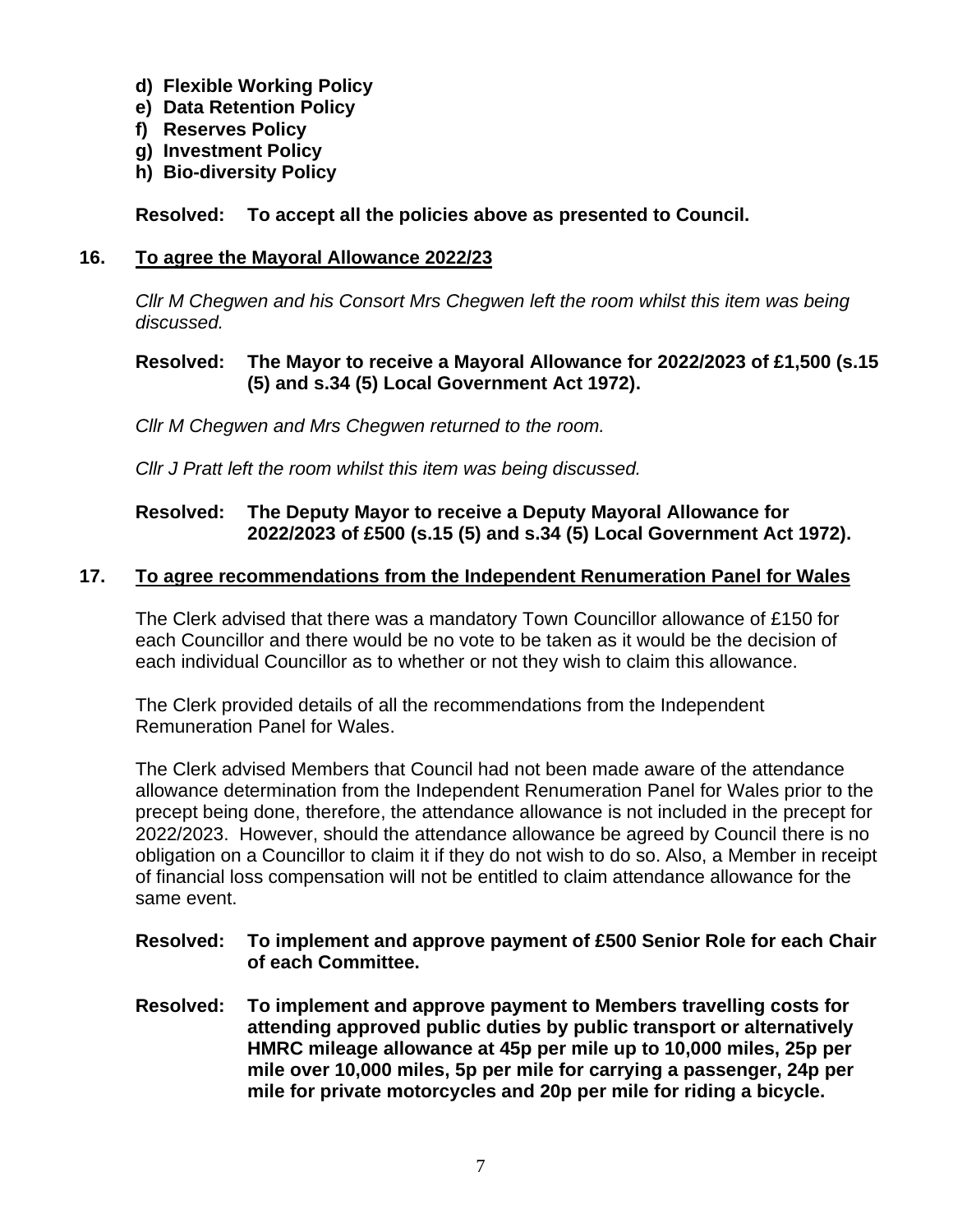d) **Flexible Working Policy**
e) **Data Retention Policy**
f) **Reserves Policy**
g) **Investment Policy**
h) **Bio-diversity Policy**

**Resolved: To accept all the policies above as presented to Council.**

## 16. To agree the Mayoral Allowance 2022/23

*Cllr M Chegwen and his Consort Mrs Chegwen left the room whilst this item was being discussed.*

**Resolved: The Mayor to receive a Mayoral Allowance for 2022/2023 of £1,500 (s.15 (5) and s.34 (5) Local Government Act 1972).**

*Cllr M Chegwen and Mrs Chegwen returned to the room.*

*Cllr J Pratt left the room whilst this item was being discussed.*

**Resolved: The Deputy Mayor to receive a Deputy Mayoral Allowance for 2022/2023 of £500 (s.15 (5) and s.34 (5) Local Government Act 1972).**

## 17. To agree recommendations from the Independent Renumeration Panel for Wales

The Clerk advised that there was a mandatory Town Councillor allowance of £150 for each Councillor and there would be no vote to be taken as it would be the decision of each individual Councillor as to whether or not they wish to claim this allowance.

The Clerk provided details of all the recommendations from the Independent Remuneration Panel for Wales.

The Clerk advised Members that Council had not been made aware of the attendance allowance determination from the Independent Renumeration Panel for Wales prior to the precept being done, therefore, the attendance allowance is not included in the precept for 2022/2023. However, should the attendance allowance be agreed by Council there is no obligation on a Councillor to claim it if they do not wish to do so. Also, a Member in receipt of financial loss compensation will not be entitled to claim attendance allowance for the same event.

**Resolved: To implement and approve payment of £500 Senior Role for each Chair of each Committee.**

**Resolved: To implement and approve payment to Members travelling costs for attending approved public duties by public transport or alternatively HMRC mileage allowance at 45p per mile up to 10,000 miles, 25p per mile over 10,000 miles, 5p per mile for carrying a passenger, 24p per mile for private motorcycles and 20p per mile for riding a bicycle.**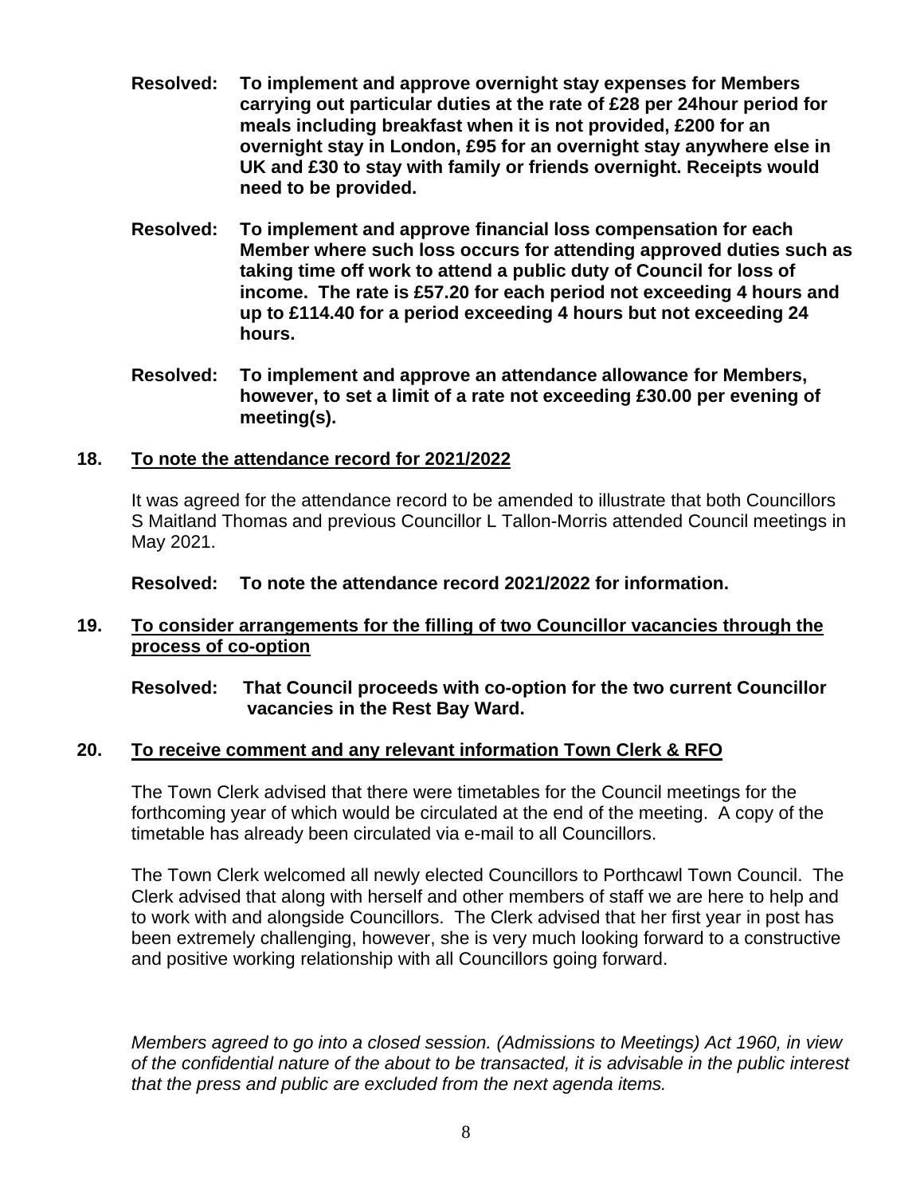**Resolved: To implement and approve overnight stay expenses for Members carrying out particular duties at the rate of £28 per 24hour period for meals including breakfast when it is not provided, £200 for an overnight stay in London, £95 for an overnight stay anywhere else in UK and £30 to stay with family or friends overnight. Receipts would need to be provided.**

**Resolved: To implement and approve financial loss compensation for each Member where such loss occurs for attending approved duties such as taking time off work to attend a public duty of Council for loss of income. The rate is £57.20 for each period not exceeding 4 hours and up to £114.40 for a period exceeding 4 hours but not exceeding 24 hours.**

**Resolved: To implement and approve an attendance allowance for Members, however, to set a limit of a rate not exceeding £30.00 per evening of meeting(s).**

**18. To note the attendance record for 2021/2022**

It was agreed for the attendance record to be amended to illustrate that both Councillors S Maitland Thomas and previous Councillor L Tallon-Morris attended Council meetings in May 2021.

**Resolved: To note the attendance record 2021/2022 for information.**

**19. To consider arrangements for the filling of two Councillor vacancies through the process of co-option**

**Resolved: That Council proceeds with co-option for the two current Councillor vacancies in the Rest Bay Ward.**

**20. To receive comment and any relevant information Town Clerk & RFO**

The Town Clerk advised that there were timetables for the Council meetings for the forthcoming year of which would be circulated at the end of the meeting. A copy of the timetable has already been circulated via e-mail to all Councillors.

The Town Clerk welcomed all newly elected Councillors to Porthcawl Town Council. The Clerk advised that along with herself and other members of staff we are here to help and to work with and alongside Councillors. The Clerk advised that her first year in post has been extremely challenging, however, she is very much looking forward to a constructive and positive working relationship with all Councillors going forward.

*Members agreed to go into a closed session. (Admissions to Meetings) Act 1960, in view of the confidential nature of the about to be transacted, it is advisable in the public interest that the press and public are excluded from the next agenda items.*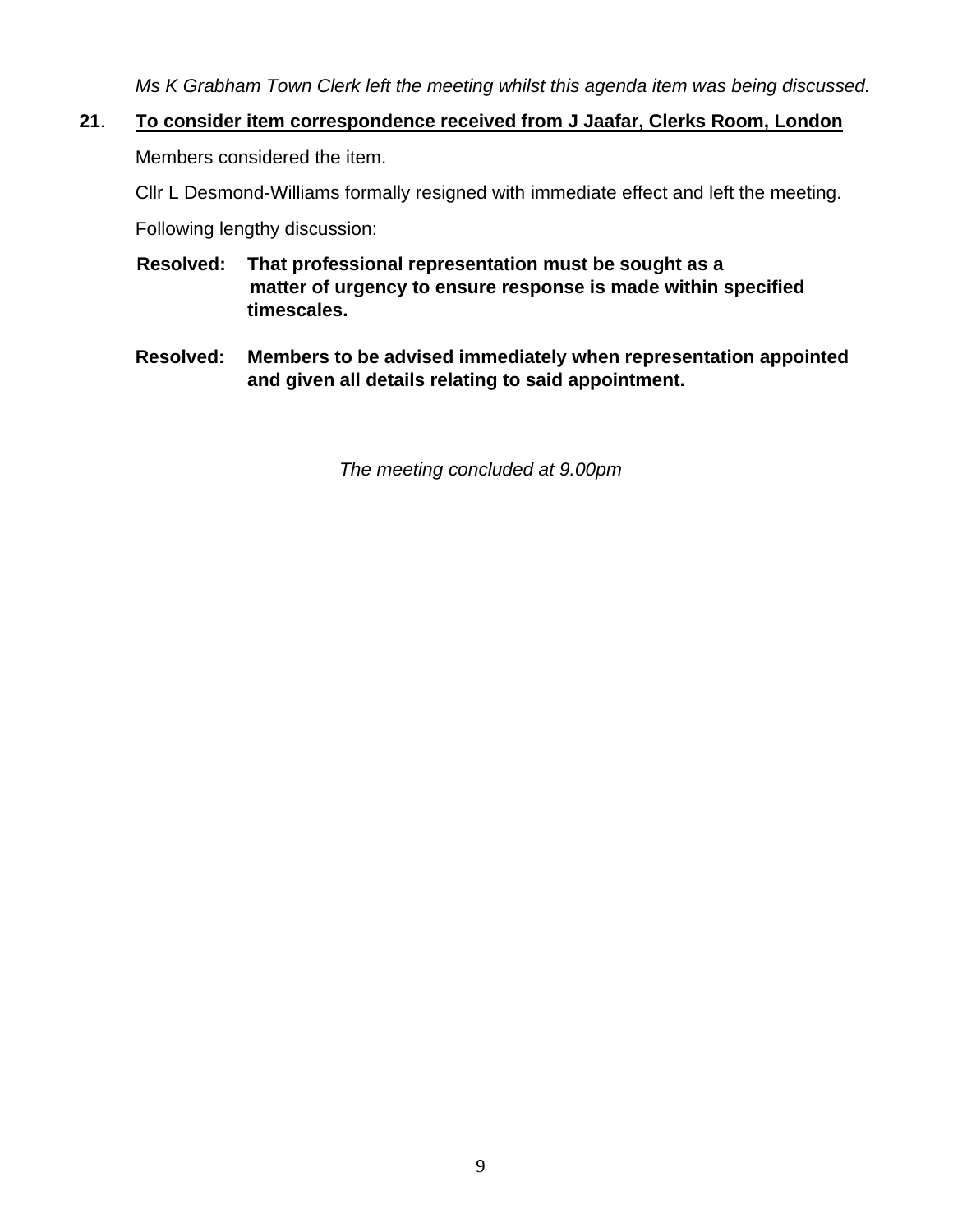*Ms K Grabham Town Clerk left the meeting whilst this agenda item was being discussed.*

**21**. **<u>To consider item correspondence received from J Jaafar, Clerks Room, London</u>**

Members considered the item.

Cllr L Desmond-Williams formally resigned with immediate effect and left the meeting.

Following lengthy discussion:

**Resolved: That professional representation must be sought as a matter of urgency to ensure response is made within specified timescales.**

**Resolved: Members to be advised immediately when representation appointed and given all details relating to said appointment.**

*The meeting concluded at 9.00pm*